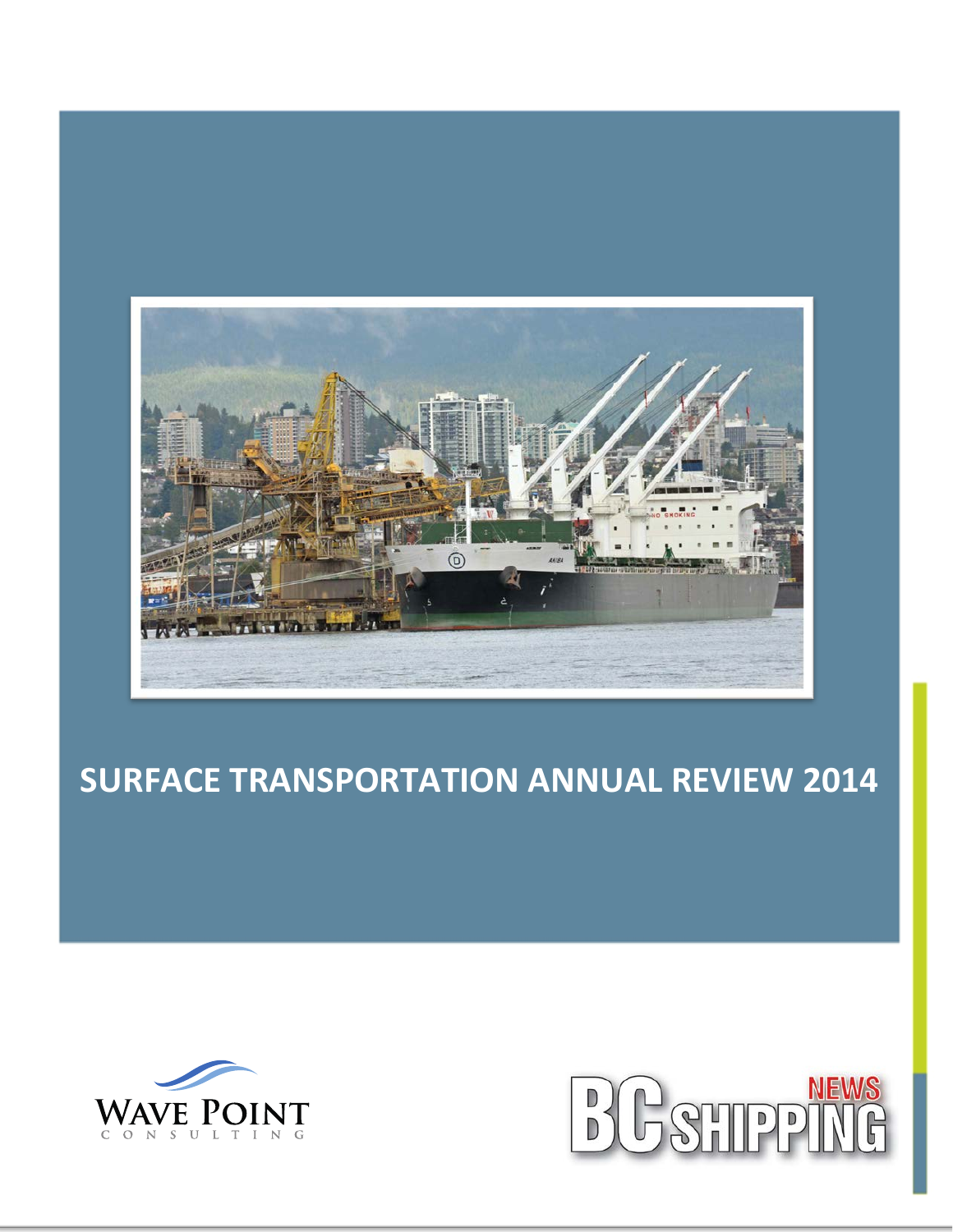# SURFACE TRANSPORTATION ANNUAL REVIEW 2014

WAVE POINT CONSULTING

BC SHIPPING NEWS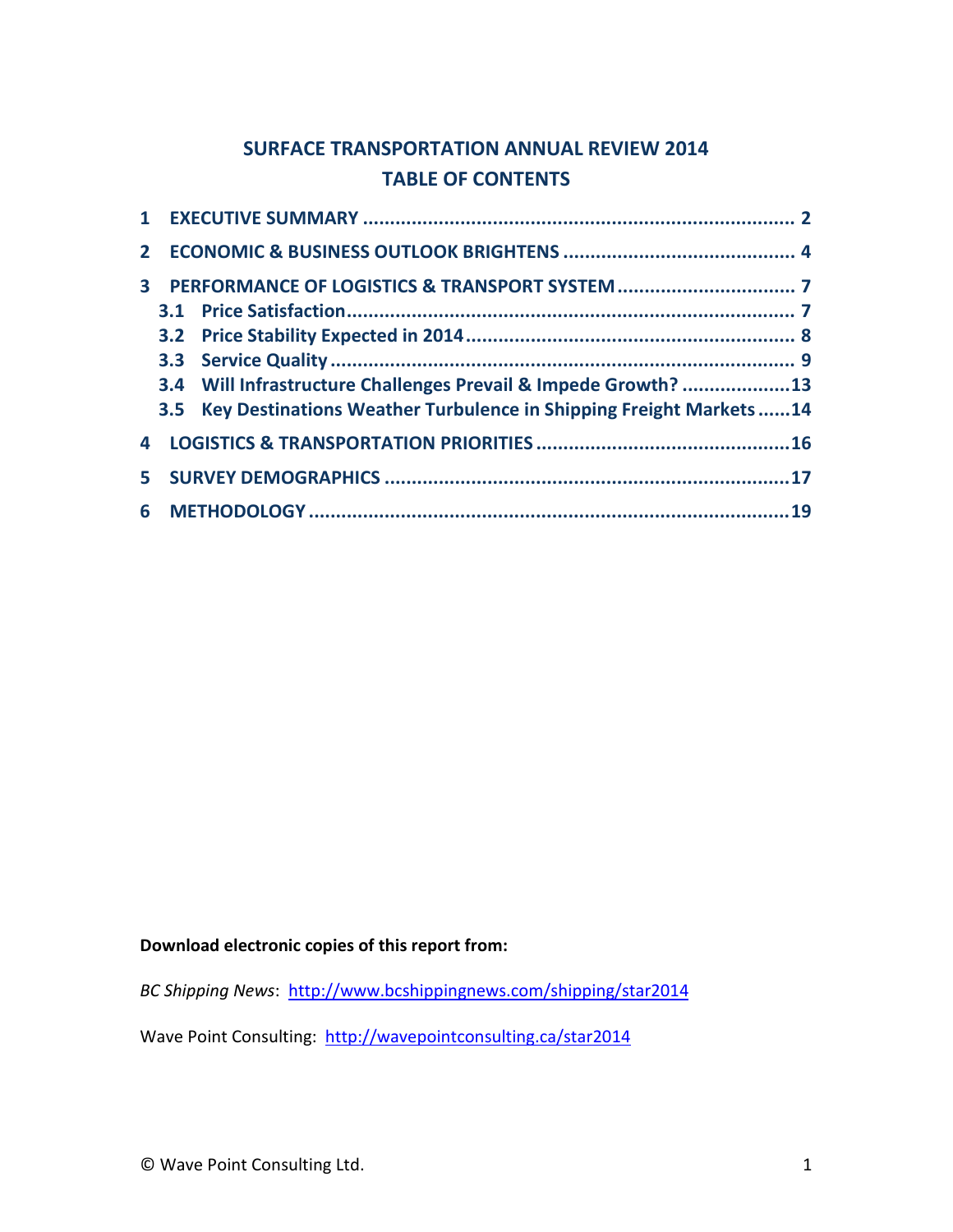# SURFACE TRANSPORTATION ANNUAL REVIEW 2014
# TABLE OF CONTENTS

**1 EXECUTIVE SUMMARY** ..... **2**

**2 ECONOMIC & BUSINESS OUTLOOK BRIGHTENS** ..... **4**

**3 PERFORMANCE OF LOGISTICS & TRANSPORT SYSTEM** ..... **7**

- **3.1 Price Satisfaction** ..... **7**
- **3.2 Price Stability Expected in 2014** ..... **8**
- **3.3 Service Quality** ..... **9**
- **3.4 Will Infrastructure Challenges Prevail & Impede Growth?** ..... **13**
- **3.5 Key Destinations Weather Turbulence in Shipping Freight Markets** ..... **14**

**4 LOGISTICS & TRANSPORTATION PRIORITIES** ..... **16**

**5 SURVEY DEMOGRAPHICS** ..... **17**

**6 METHODOLOGY** ..... **19**

**Download electronic copies of this report from:**

*BC Shipping News*: http://www.bcshippingnews.com/shipping/star2014

Wave Point Consulting: http://wavepointconsulting.ca/star2014

© Wave Point Consulting Ltd.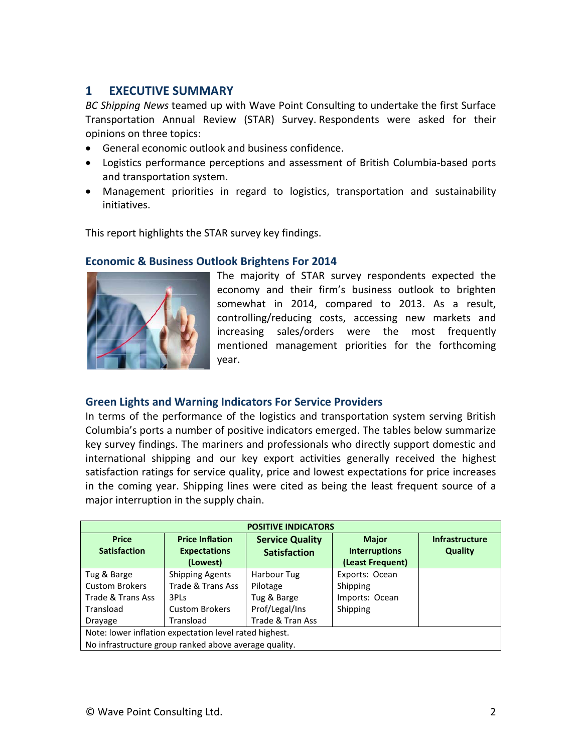# 1 EXECUTIVE SUMMARY

*BC Shipping News* teamed up with Wave Point Consulting to undertake the first Surface Transportation Annual Review (STAR) Survey. Respondents were asked for their opinions on three topics:

- General economic outlook and business confidence.
- Logistics performance perceptions and assessment of British Columbia-based ports and transportation system.
- Management priorities in regard to logistics, transportation and sustainability initiatives.

This report highlights the STAR survey key findings.

### Economic & Business Outlook Brightens For 2014

The majority of STAR survey respondents expected the economy and their firm's business outlook to brighten somewhat in 2014, compared to 2013. As a result, controlling/reducing costs, accessing new markets and increasing sales/orders were the most frequently mentioned management priorities for the forthcoming year.

### Green Lights and Warning Indicators For Service Providers

In terms of the performance of the logistics and transportation system serving British Columbia's ports a number of positive indicators emerged. The tables below summarize key survey findings. The mariners and professionals who directly support domestic and international shipping and our key export activities generally received the highest satisfaction ratings for service quality, price and lowest expectations for price increases in the coming year. Shipping lines were cited as being the least frequent source of a major interruption in the supply chain.

| POSITIVE INDICATORS | | | | |
|---|---|---|---|---|
| **Price Satisfaction** | **Price Inflation Expectations (Lowest)** | **Service Quality Satisfaction** | **Major Interruptions (Least Frequent)** | **Infrastructure Quality** |
| Tug & Barge<br>Custom Brokers<br>Trade & Trans Ass<br>Transload<br>Drayage | Shipping Agents<br>Trade & Trans Ass<br>3PLs<br>Custom Brokers<br>Transload | Harbour Tug<br>Pilotage<br>Tug & Barge<br>Prof/Legal/Ins<br>Trade & Tran Ass | Exports: Ocean Shipping<br>Imports: Ocean Shipping | |
| Note: lower inflation expectation level rated highest.<br>No infrastructure group ranked above average quality. | | | | |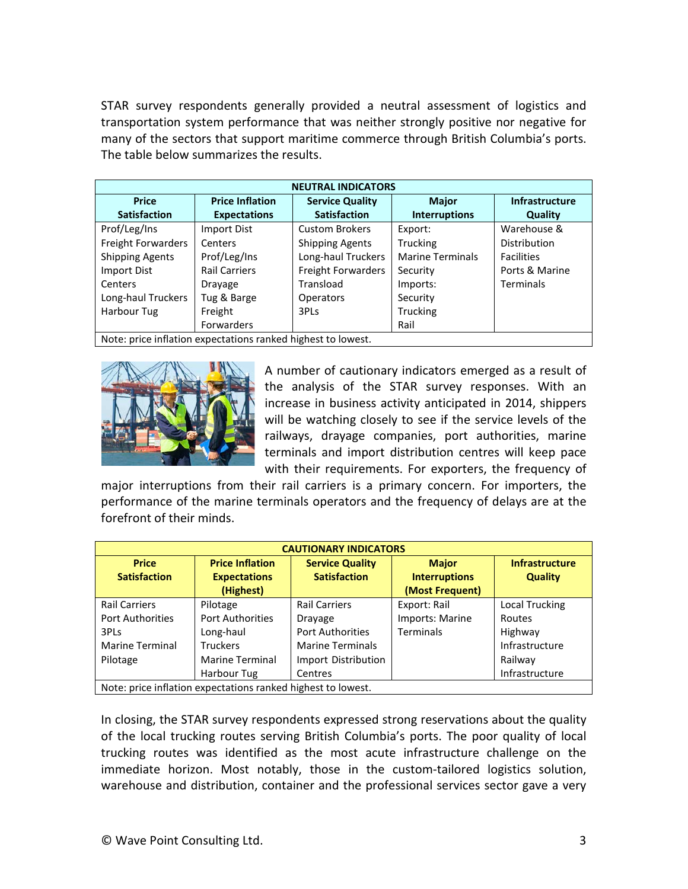STAR survey respondents generally provided a neutral assessment of logistics and transportation system performance that was neither strongly positive nor negative for many of the sectors that support maritime commerce through British Columbia's ports. The table below summarizes the results.

| NEUTRAL INDICATORS | | | | |
|---|---|---|---|---|
| **Price Satisfaction** | **Price Inflation Expectations** | **Service Quality Satisfaction** | **Major Interruptions** | **Infrastructure Quality** |
| Prof/Leg/Ins<br>Freight Forwarders<br>Shipping Agents<br>Import Dist Centers<br>Long-haul Truckers<br>Harbour Tug | Import Dist Centers<br>Prof/Leg/Ins<br>Rail Carriers<br>Drayage<br>Tug & Barge<br>Freight Forwarders | Custom Brokers<br>Shipping Agents<br>Long-haul Truckers<br>Freight Forwarders<br>Transload Operators<br>3PLs | Export:<br>Trucking<br>Marine Terminals<br>Security<br>Imports:<br>Security<br>Trucking<br>Rail | Warehouse & Distribution Facilities<br>Ports & Marine Terminals |
| Note: price inflation expectations ranked highest to lowest. | | | | |

A number of cautionary indicators emerged as a result of the analysis of the STAR survey responses. With an increase in business activity anticipated in 2014, shippers will be watching closely to see if the service levels of the railways, drayage companies, port authorities, marine terminals and import distribution centres will keep pace with their requirements. For exporters, the frequency of major interruptions from their rail carriers is a primary concern. For importers, the performance of the marine terminals operators and the frequency of delays are at the forefront of their minds.

| CAUTIONARY INDICATORS | | | | |
|---|---|---|---|---|
| **Price Satisfaction** | **Price Inflation Expectations (Highest)** | **Service Quality Satisfaction** | **Major Interruptions (Most Frequent)** | **Infrastructure Quality** |
| Rail Carriers<br>Port Authorities<br>3PLs<br>Marine Terminal<br>Pilotage | Pilotage<br>Port Authorities<br>Long-haul Truckers<br>Marine Terminal<br>Harbour Tug | Rail Carriers<br>Drayage<br>Port Authorities<br>Marine Terminals<br>Import Distribution Centres | Export: Rail<br>Imports: Marine Terminals | Local Trucking Routes<br>Highway Infrastructure<br>Railway Infrastructure |
| Note: price inflation expectations ranked highest to lowest. | | | | |

In closing, the STAR survey respondents expressed strong reservations about the quality of the local trucking routes serving British Columbia's ports. The poor quality of local trucking routes was identified as the most acute infrastructure challenge on the immediate horizon. Most notably, those in the custom-tailored logistics solution, warehouse and distribution, container and the professional services sector gave a very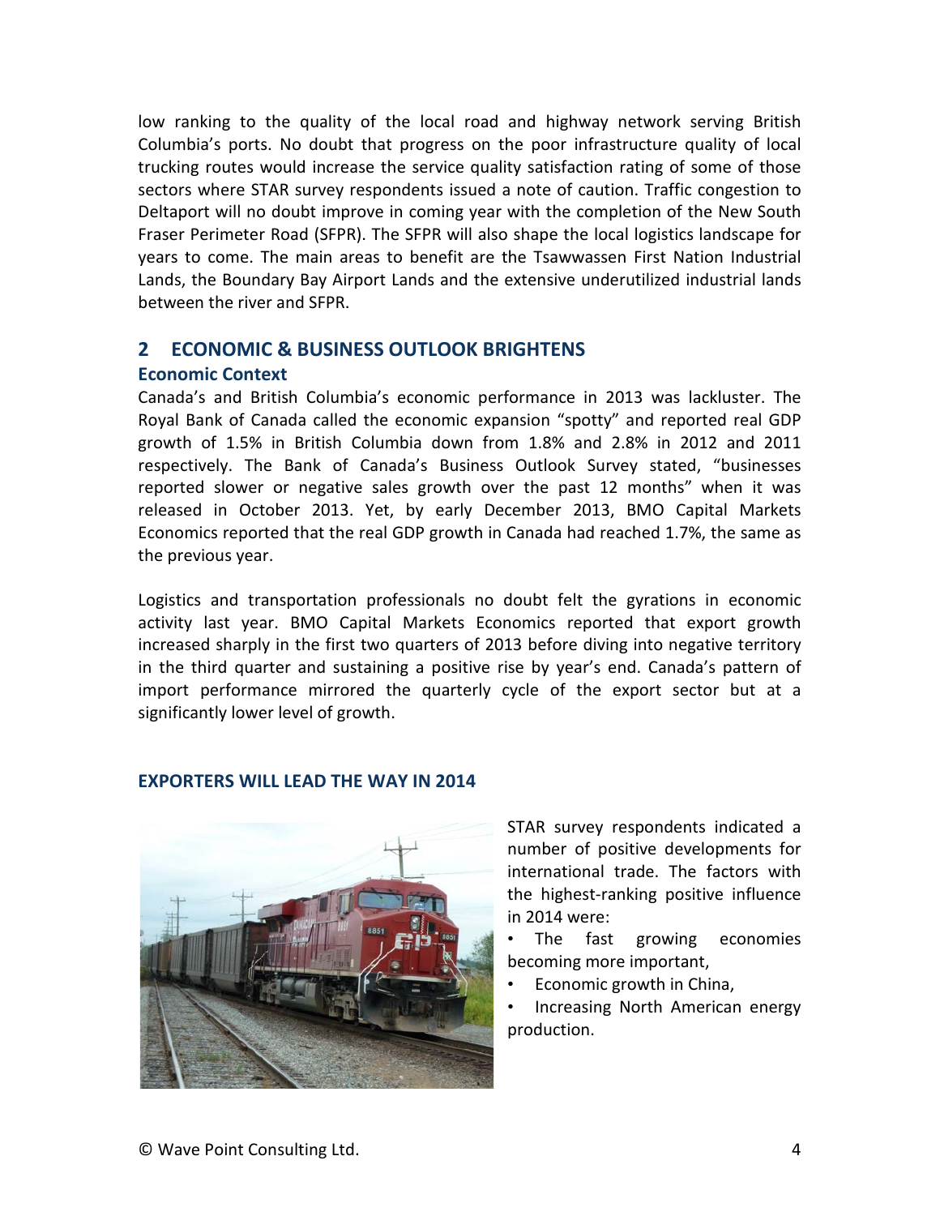low ranking to the quality of the local road and highway network serving British Columbia's ports. No doubt that progress on the poor infrastructure quality of local trucking routes would increase the service quality satisfaction rating of some of those sectors where STAR survey respondents issued a note of caution. Traffic congestion to Deltaport will no doubt improve in coming year with the completion of the New South Fraser Perimeter Road (SFPR). The SFPR will also shape the local logistics landscape for years to come. The main areas to benefit are the Tsawwassen First Nation Industrial Lands, the Boundary Bay Airport Lands and the extensive underutilized industrial lands between the river and SFPR.

## 2 ECONOMIC & BUSINESS OUTLOOK BRIGHTENS

### Economic Context

Canada's and British Columbia's economic performance in 2013 was lackluster. The Royal Bank of Canada called the economic expansion "spotty" and reported real GDP growth of 1.5% in British Columbia down from 1.8% and 2.8% in 2012 and 2011 respectively. The Bank of Canada's Business Outlook Survey stated, "businesses reported slower or negative sales growth over the past 12 months" when it was released in October 2013. Yet, by early December 2013, BMO Capital Markets Economics reported that the real GDP growth in Canada had reached 1.7%, the same as the previous year.

Logistics and transportation professionals no doubt felt the gyrations in economic activity last year. BMO Capital Markets Economics reported that export growth increased sharply in the first two quarters of 2013 before diving into negative territory in the third quarter and sustaining a positive rise by year's end. Canada's pattern of import performance mirrored the quarterly cycle of the export sector but at a significantly lower level of growth.

### EXPORTERS WILL LEAD THE WAY IN 2014

STAR survey respondents indicated a number of positive developments for international trade. The factors with the highest-ranking positive influence in 2014 were:

- The fast growing economies becoming more important,
- Economic growth in China,
- Increasing North American energy production.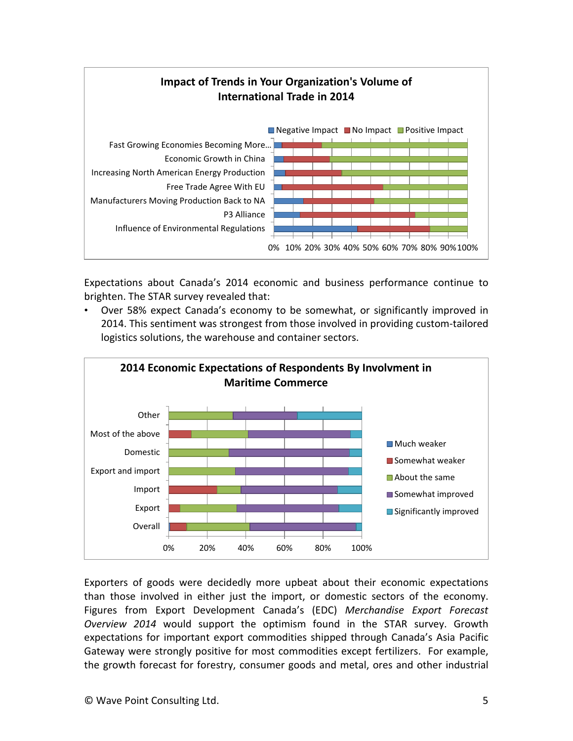**Impact of Trends in Your Organization's Volume of International Trade in 2014**

Negative Impact | No Impact | Positive Impact

- Fast Growing Economies Becoming More...
- Economic Growth in China
- Increasing North American Energy Production
- Free Trade Agree With EU
- Manufacturers Moving Production Back to NA
- P3 Alliance
- Influence of Environmental Regulations

0% 10% 20% 30% 40% 50% 60% 70% 80% 90% 100%

Expectations about Canada's 2014 economic and business performance continue to brighten. The STAR survey revealed that:

- Over 58% expect Canada's economy to be somewhat, or significantly improved in 2014. This sentiment was strongest from those involved in providing custom-tailored logistics solutions, the warehouse and container sectors.

**2014 Economic Expectations of Respondents By Involvment in Maritime Commerce**

- Other
- Most of the above
- Domestic
- Export and import
- Import
- Export
- Overall

0% 20% 40% 60% 80% 100%

Much weaker | Somewhat weaker | About the same | Somewhat improved | Significantly improved

Exporters of goods were decidedly more upbeat about their economic expectations than those involved in either just the import, or domestic sectors of the economy. Figures from Export Development Canada's (EDC) *Merchandise Export Forecast Overview 2014* would support the optimism found in the STAR survey. Growth expectations for important export commodities shipped through Canada's Asia Pacific Gateway were strongly positive for most commodities except fertilizers. For example, the growth forecast for forestry, consumer goods and metal, ores and other industrial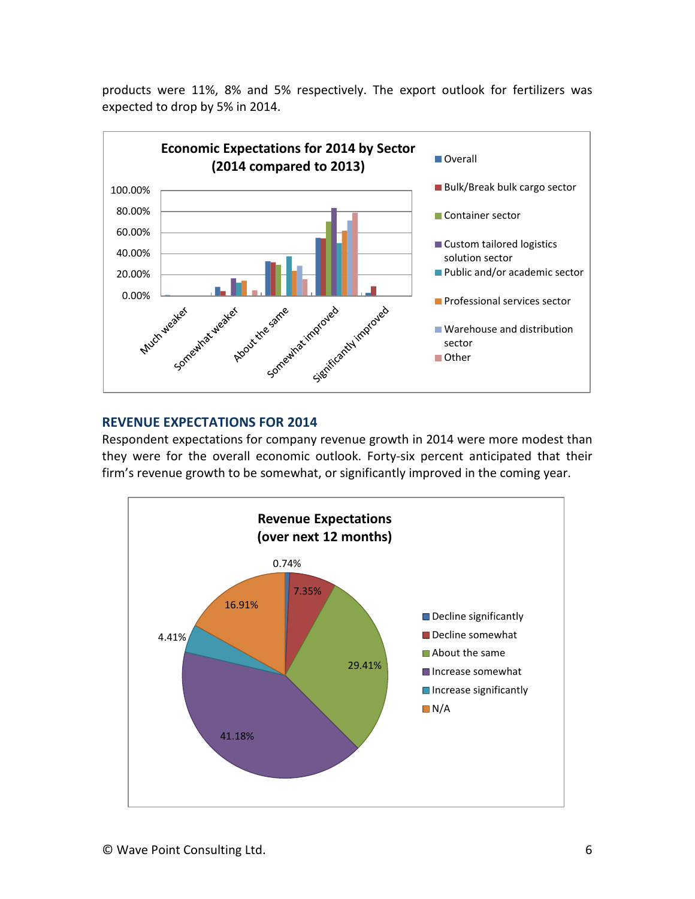products were 11%, 8% and 5% respectively. The export outlook for fertilizers was expected to drop by 5% in 2014.

## REVENUE EXPECTATIONS FOR 2014

Respondent expectations for company revenue growth in 2014 were more modest than they were for the overall economic outlook. Forty-six percent anticipated that their firm's revenue growth to be somewhat, or significantly improved in the coming year.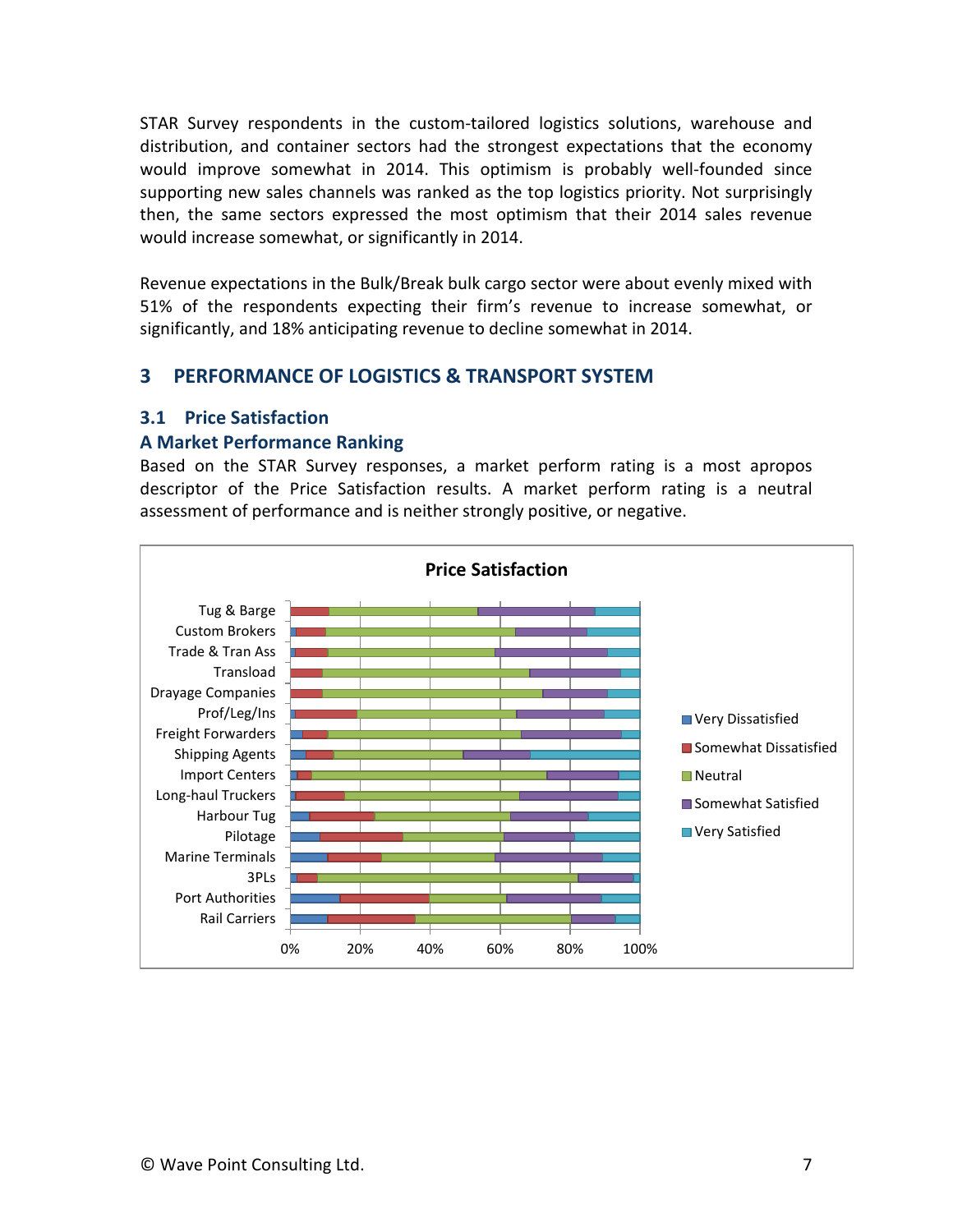STAR Survey respondents in the custom-tailored logistics solutions, warehouse and distribution, and container sectors had the strongest expectations that the economy would improve somewhat in 2014. This optimism is probably well-founded since supporting new sales channels was ranked as the top logistics priority. Not surprisingly then, the same sectors expressed the most optimism that their 2014 sales revenue would increase somewhat, or significantly in 2014.

Revenue expectations in the Bulk/Break bulk cargo sector were about evenly mixed with 51% of the respondents expecting their firm's revenue to increase somewhat, or significantly, and 18% anticipating revenue to decline somewhat in 2014.

## 3 PERFORMANCE OF LOGISTICS & TRANSPORT SYSTEM

### 3.1 Price Satisfaction

### A Market Performance Ranking

Based on the STAR Survey responses, a market perform rating is a most apropos descriptor of the Price Satisfaction results. A market perform rating is a neutral assessment of performance and is neither strongly positive, or negative.

**Price Satisfaction**

Categories: Tug & Barge, Custom Brokers, Trade & Tran Ass, Transload, Drayage Companies, Prof/Leg/Ins, Freight Forwarders, Shipping Agents, Import Centers, Long-haul Truckers, Harbour Tug, Pilotage, Marine Terminals, 3PLs, Port Authorities, Rail Carriers

Legend: Very Dissatisfied, Somewhat Dissatisfied, Neutral, Somewhat Satisfied, Very Satisfied

Axis: 0%, 20%, 40%, 60%, 80%, 100%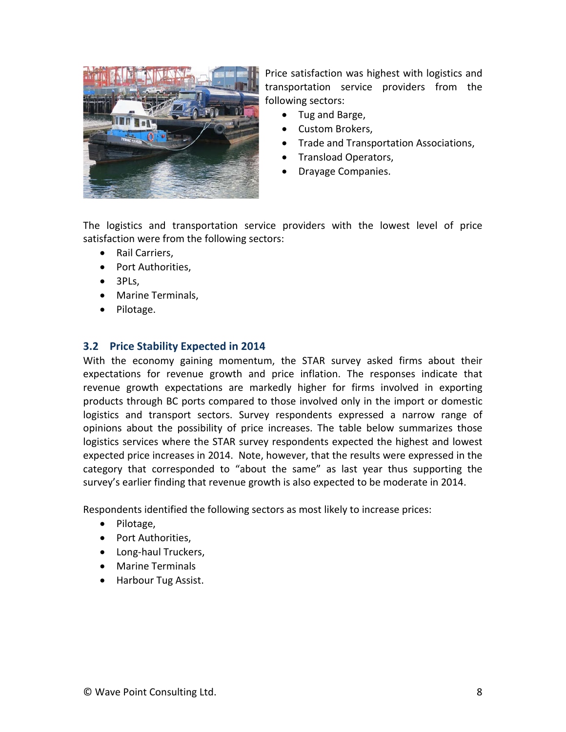Price satisfaction was highest with logistics and transportation service providers from the following sectors:

- Tug and Barge,
- Custom Brokers,
- Trade and Transportation Associations,
- Transload Operators,
- Drayage Companies.

The logistics and transportation service providers with the lowest level of price satisfaction were from the following sectors:

- Rail Carriers,
- Port Authorities,
- 3PLs,
- Marine Terminals,
- Pilotage.

### 3.2 Price Stability Expected in 2014

With the economy gaining momentum, the STAR survey asked firms about their expectations for revenue growth and price inflation. The responses indicate that revenue growth expectations are markedly higher for firms involved in exporting products through BC ports compared to those involved only in the import or domestic logistics and transport sectors. Survey respondents expressed a narrow range of opinions about the possibility of price increases. The table below summarizes those logistics services where the STAR survey respondents expected the highest and lowest expected price increases in 2014. Note, however, that the results were expressed in the category that corresponded to "about the same" as last year thus supporting the survey's earlier finding that revenue growth is also expected to be moderate in 2014.

Respondents identified the following sectors as most likely to increase prices:

- Pilotage,
- Port Authorities,
- Long-haul Truckers,
- Marine Terminals
- Harbour Tug Assist.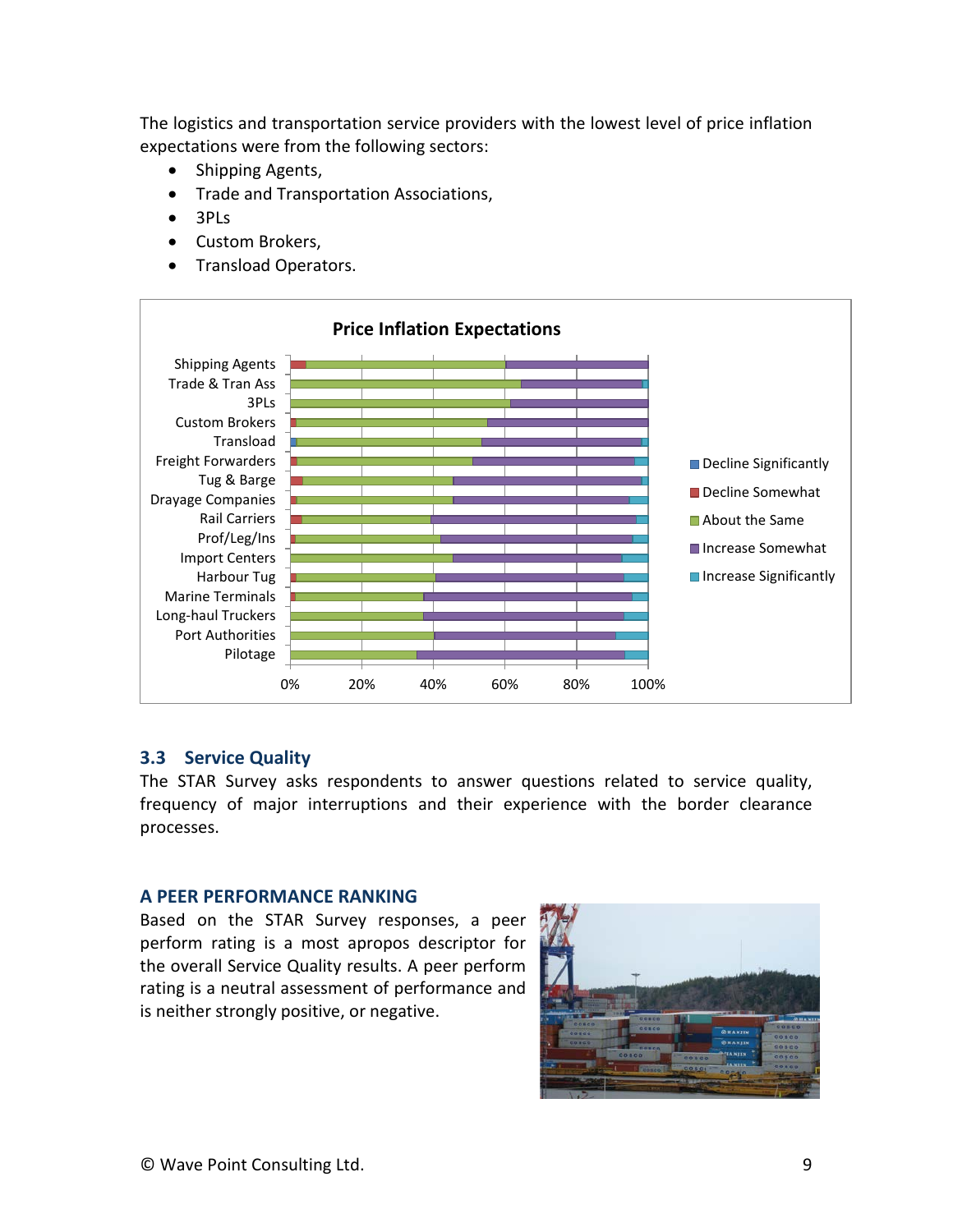The logistics and transportation service providers with the lowest level of price inflation expectations were from the following sectors:

- Shipping Agents,
- Trade and Transportation Associations,
- 3PLs
- Custom Brokers,
- Transload Operators.

## 3.3 Service Quality

The STAR Survey asks respondents to answer questions related to service quality, frequency of major interruptions and their experience with the border clearance processes.

### A PEER PERFORMANCE RANKING

Based on the STAR Survey responses, a peer perform rating is a most apropos descriptor for the overall Service Quality results. A peer perform rating is a neutral assessment of performance and is neither strongly positive, or negative.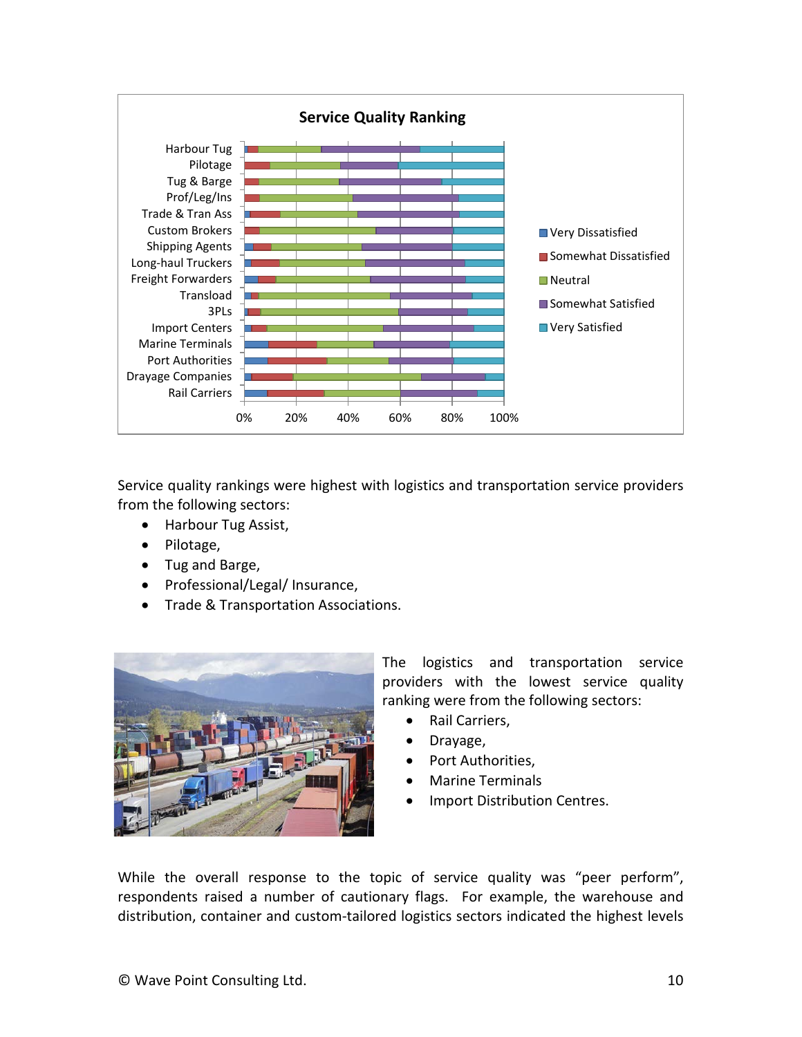Service Quality Ranking

Service quality rankings were highest with logistics and transportation service providers from the following sectors:

- Harbour Tug Assist,
- Pilotage,
- Tug and Barge,
- Professional/Legal/ Insurance,
- Trade & Transportation Associations.

The logistics and transportation service providers with the lowest service quality ranking were from the following sectors:

- Rail Carriers,
- Drayage,
- Port Authorities,
- Marine Terminals
- Import Distribution Centres.

While the overall response to the topic of service quality was “peer perform”, respondents raised a number of cautionary flags. For example, the warehouse and distribution, container and custom-tailored logistics sectors indicated the highest levels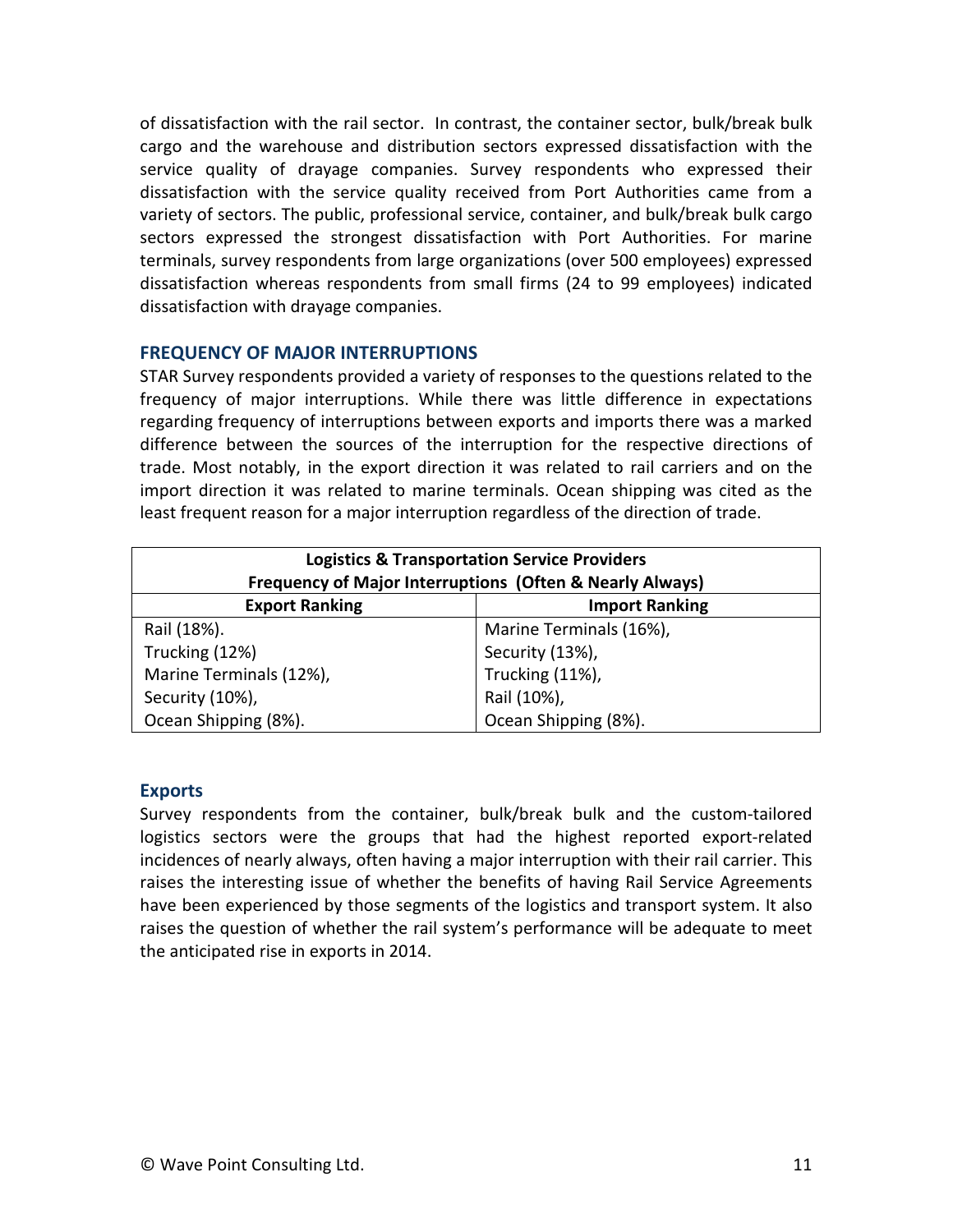of dissatisfaction with the rail sector. In contrast, the container sector, bulk/break bulk cargo and the warehouse and distribution sectors expressed dissatisfaction with the service quality of drayage companies. Survey respondents who expressed their dissatisfaction with the service quality received from Port Authorities came from a variety of sectors. The public, professional service, container, and bulk/break bulk cargo sectors expressed the strongest dissatisfaction with Port Authorities. For marine terminals, survey respondents from large organizations (over 500 employees) expressed dissatisfaction whereas respondents from small firms (24 to 99 employees) indicated dissatisfaction with drayage companies.

## FREQUENCY OF MAJOR INTERRUPTIONS

STAR Survey respondents provided a variety of responses to the questions related to the frequency of major interruptions. While there was little difference in expectations regarding frequency of interruptions between exports and imports there was a marked difference between the sources of the interruption for the respective directions of trade. Most notably, in the export direction it was related to rail carriers and on the import direction it was related to marine terminals. Ocean shipping was cited as the least frequent reason for a major interruption regardless of the direction of trade.

| **Logistics & Transportation Service Providers Frequency of Major Interruptions (Often & Nearly Always)** | |
|---|---|
| **Export Ranking** | **Import Ranking** |
| Rail (18%). | Marine Terminals (16%), |
| Trucking (12%) | Security (13%), |
| Marine Terminals (12%), | Trucking (11%), |
| Security (10%), | Rail (10%), |
| Ocean Shipping (8%). | Ocean Shipping (8%). |

### Exports

Survey respondents from the container, bulk/break bulk and the custom-tailored logistics sectors were the groups that had the highest reported export-related incidences of nearly always, often having a major interruption with their rail carrier. This raises the interesting issue of whether the benefits of having Rail Service Agreements have been experienced by those segments of the logistics and transport system. It also raises the question of whether the rail system's performance will be adequate to meet the anticipated rise in exports in 2014.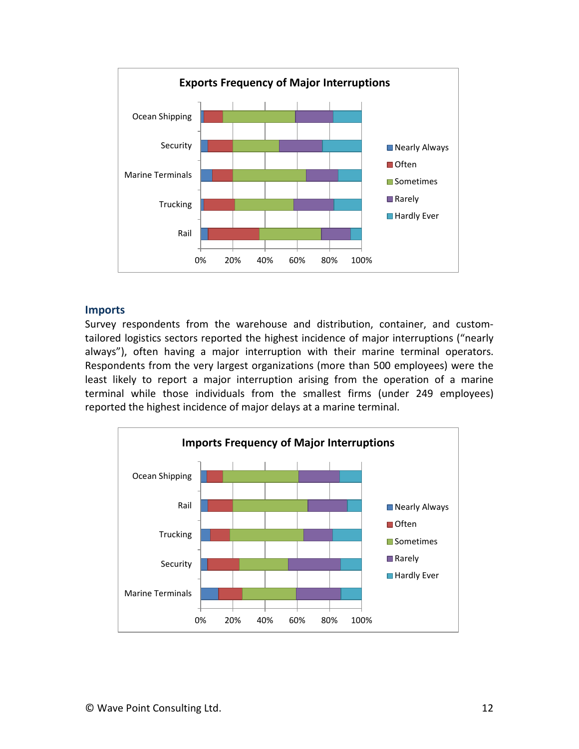**Exports Frequency of Major Interruptions**

**Imports**

Survey respondents from the warehouse and distribution, container, and custom-tailored logistics sectors reported the highest incidence of major interruptions ("nearly always"), often having a major interruption with their marine terminal operators. Respondents from the very largest organizations (more than 500 employees) were the least likely to report a major interruption arising from the operation of a marine terminal while those individuals from the smallest firms (under 249 employees) reported the highest incidence of major delays at a marine terminal.

**Imports Frequency of Major Interruptions**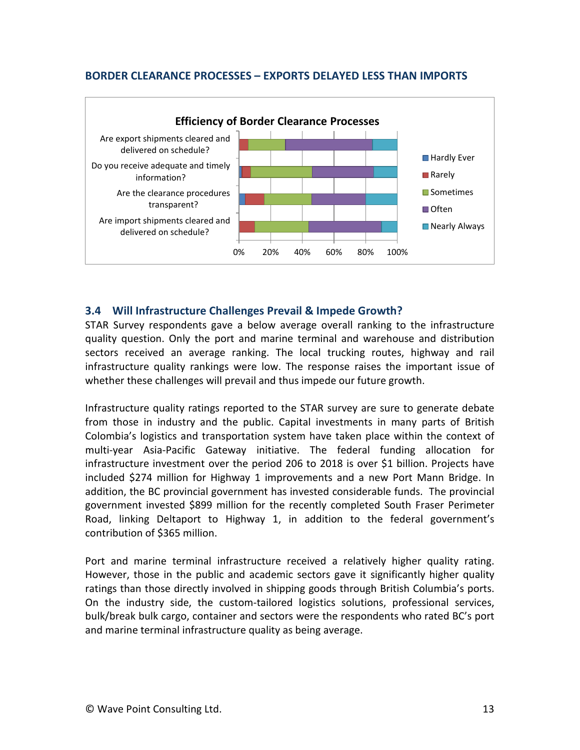### BORDER CLEARANCE PROCESSES – EXPORTS DELAYED LESS THAN IMPORTS

**Efficiency of Border Clearance Processes**

| Question | Hardly Ever | Rarely | Sometimes | Often | Nearly Always |
|---|---|---|---|---|---|
| Are export shipments cleared and delivered on schedule? | | | | | |
| Do you receive adequate and timely information? | | | | | |
| Are the clearance procedures transparent? | | | | | |
| Are import shipments cleared and delivered on schedule? | | | | | |

## 3.4 Will Infrastructure Challenges Prevail & Impede Growth?

STAR Survey respondents gave a below average overall ranking to the infrastructure quality question. Only the port and marine terminal and warehouse and distribution sectors received an average ranking. The local trucking routes, highway and rail infrastructure quality rankings were low. The response raises the important issue of whether these challenges will prevail and thus impede our future growth.

Infrastructure quality ratings reported to the STAR survey are sure to generate debate from those in industry and the public. Capital investments in many parts of British Colombia's logistics and transportation system have taken place within the context of multi-year Asia-Pacific Gateway initiative. The federal funding allocation for infrastructure investment over the period 206 to 2018 is over \$1 billion. Projects have included \$274 million for Highway 1 improvements and a new Port Mann Bridge. In addition, the BC provincial government has invested considerable funds. The provincial government invested \$899 million for the recently completed South Fraser Perimeter Road, linking Deltaport to Highway 1, in addition to the federal government's contribution of \$365 million.

Port and marine terminal infrastructure received a relatively higher quality rating. However, those in the public and academic sectors gave it significantly higher quality ratings than those directly involved in shipping goods through British Columbia's ports. On the industry side, the custom-tailored logistics solutions, professional services, bulk/break bulk cargo, container and sectors were the respondents who rated BC's port and marine terminal infrastructure quality as being average.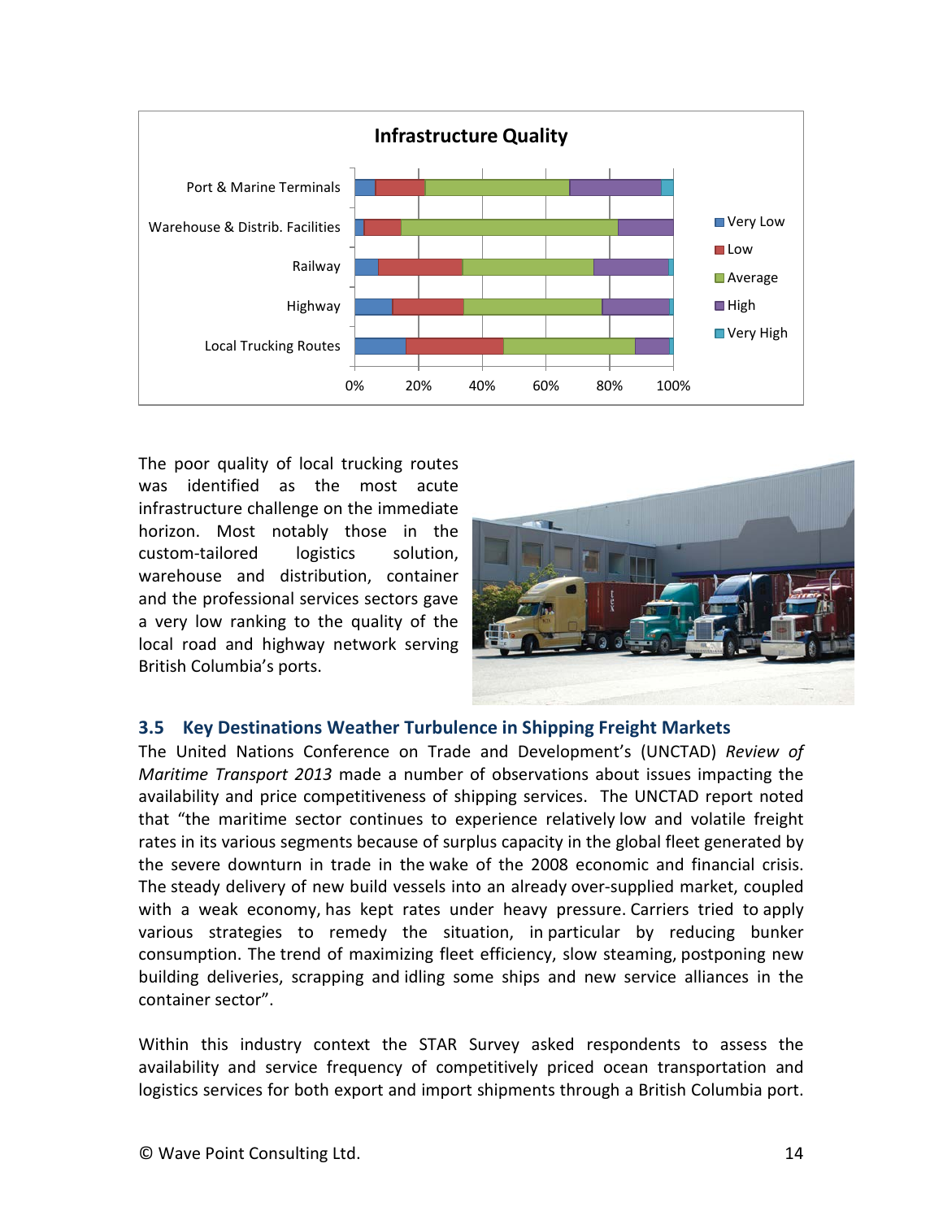The poor quality of local trucking routes was identified as the most acute infrastructure challenge on the immediate horizon. Most notably those in the custom-tailored logistics solution, warehouse and distribution, container and the professional services sectors gave a very low ranking to the quality of the local road and highway network serving British Columbia's ports.

### 3.5 Key Destinations Weather Turbulence in Shipping Freight Markets

The United Nations Conference on Trade and Development's (UNCTAD) *Review of Maritime Transport 2013* made a number of observations about issues impacting the availability and price competitiveness of shipping services. The UNCTAD report noted that "the maritime sector continues to experience relatively low and volatile freight rates in its various segments because of surplus capacity in the global fleet generated by the severe downturn in trade in the wake of the 2008 economic and financial crisis. The steady delivery of new build vessels into an already over-supplied market, coupled with a weak economy, has kept rates under heavy pressure. Carriers tried to apply various strategies to remedy the situation, in particular by reducing bunker consumption. The trend of maximizing fleet efficiency, slow steaming, postponing new building deliveries, scrapping and idling some ships and new service alliances in the container sector".

Within this industry context the STAR Survey asked respondents to assess the availability and service frequency of competitively priced ocean transportation and logistics services for both export and import shipments through a British Columbia port.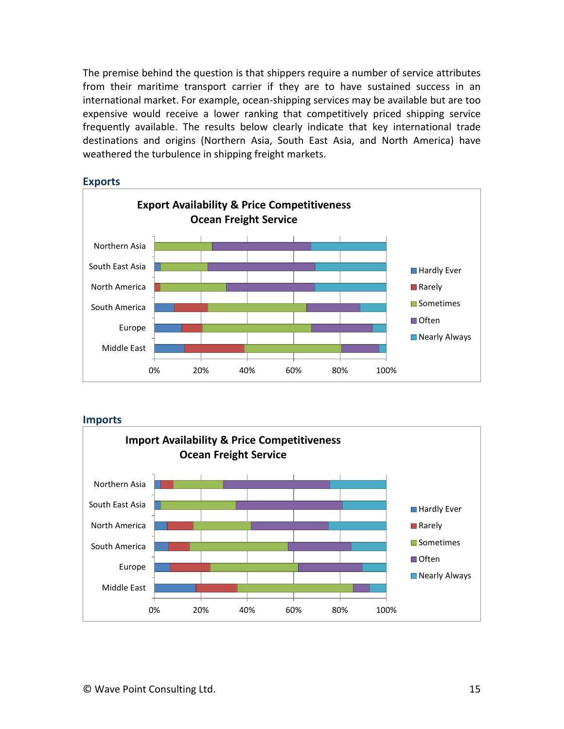The premise behind the question is that shippers require a number of service attributes from their maritime transport carrier if they are to have sustained success in an international market. For example, ocean-shipping services may be available but are too expensive would receive a lower ranking that competitively priced shipping service frequently available. The results below clearly indicate that key international trade destinations and origins (Northern Asia, South East Asia, and North America) have weathered the turbulence in shipping freight markets.

## Exports

**Export Availability & Price Competitiveness Ocean Freight Service**

Categories: Northern Asia, South East Asia, North America, South America, Europe, Middle East

Legend: Hardly Ever, Rarely, Sometimes, Often, Nearly Always

Axis: 0%, 20%, 40%, 60%, 80%, 100%

## Imports

**Import Availability & Price Competitiveness Ocean Freight Service**

Categories: Northern Asia, South East Asia, North America, South America, Europe, Middle East

Legend: Hardly Ever, Rarely, Sometimes, Often, Nearly Always

Axis: 0%, 20%, 40%, 60%, 80%, 100%

© Wave Point Consulting Ltd.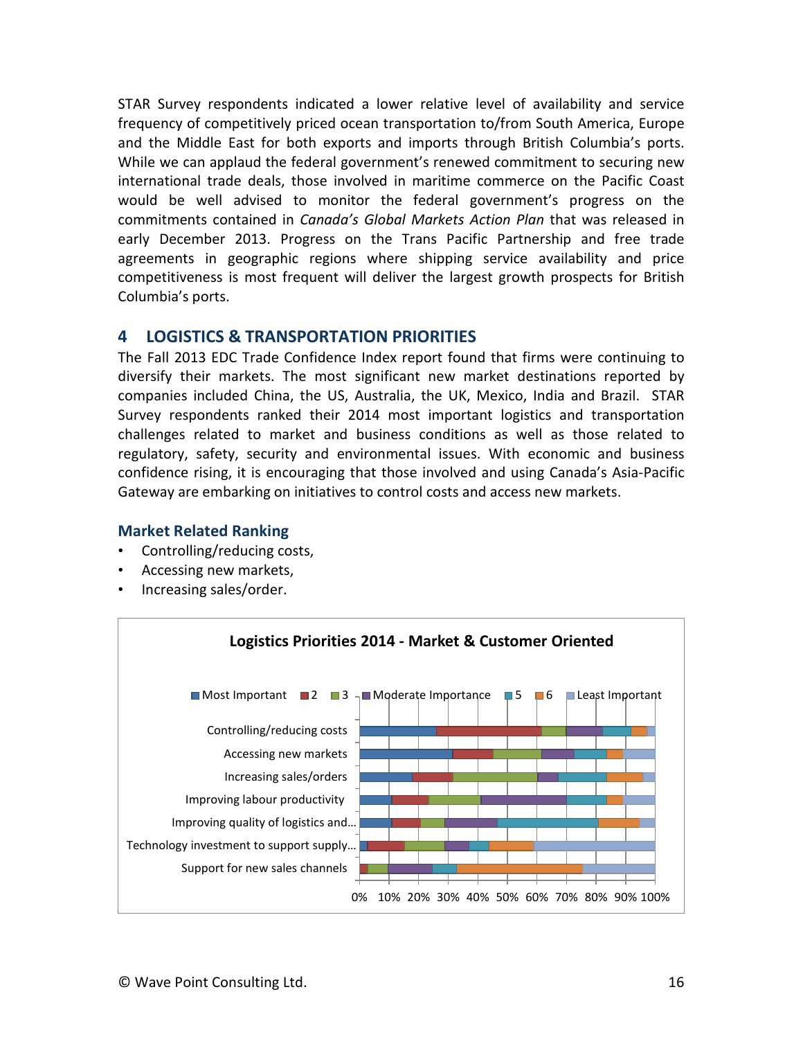STAR Survey respondents indicated a lower relative level of availability and service frequency of competitively priced ocean transportation to/from South America, Europe and the Middle East for both exports and imports through British Columbia's ports. While we can applaud the federal government's renewed commitment to securing new international trade deals, those involved in maritime commerce on the Pacific Coast would be well advised to monitor the federal government's progress on the commitments contained in *Canada's Global Markets Action Plan* that was released in early December 2013. Progress on the Trans Pacific Partnership and free trade agreements in geographic regions where shipping service availability and price competitiveness is most frequent will deliver the largest growth prospects for British Columbia's ports.

## 4 LOGISTICS & TRANSPORTATION PRIORITIES

The Fall 2013 EDC Trade Confidence Index report found that firms were continuing to diversify their markets. The most significant new market destinations reported by companies included China, the US, Australia, the UK, Mexico, India and Brazil. STAR Survey respondents ranked their 2014 most important logistics and transportation challenges related to market and business conditions as well as those related to regulatory, safety, security and environmental issues. With economic and business confidence rising, it is encouraging that those involved and using Canada's Asia-Pacific Gateway are embarking on initiatives to control costs and access new markets.

### Market Related Ranking

- Controlling/reducing costs,
- Accessing new markets,
- Increasing sales/order.

**Logistics Priorities 2014 - Market & Customer Oriented**

Legend: Most Important, 2, 3, Moderate Importance, 5, 6, Least Important

Categories: Controlling/reducing costs; Accessing new markets; Increasing sales/orders; Improving labour productivity; Improving quality of logistics and…; Technology investment to support supply…; Support for new sales channels

0% 10% 20% 30% 40% 50% 60% 70% 80% 90% 100%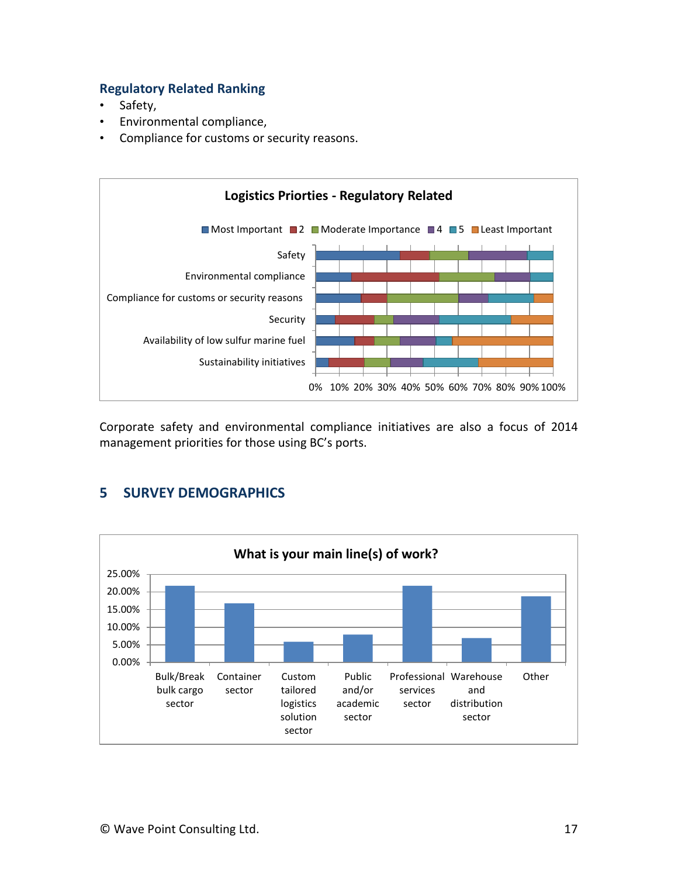### Regulatory Related Ranking

- Safety,
- Environmental compliance,
- Compliance for customs or security reasons.

**Logistics Priorties - Regulatory Related**

Corporate safety and environmental compliance initiatives are also a focus of 2014 management priorities for those using BC's ports.

## 5 SURVEY DEMOGRAPHICS

**What is your main line(s) of work?**

© Wave Point Consulting Ltd.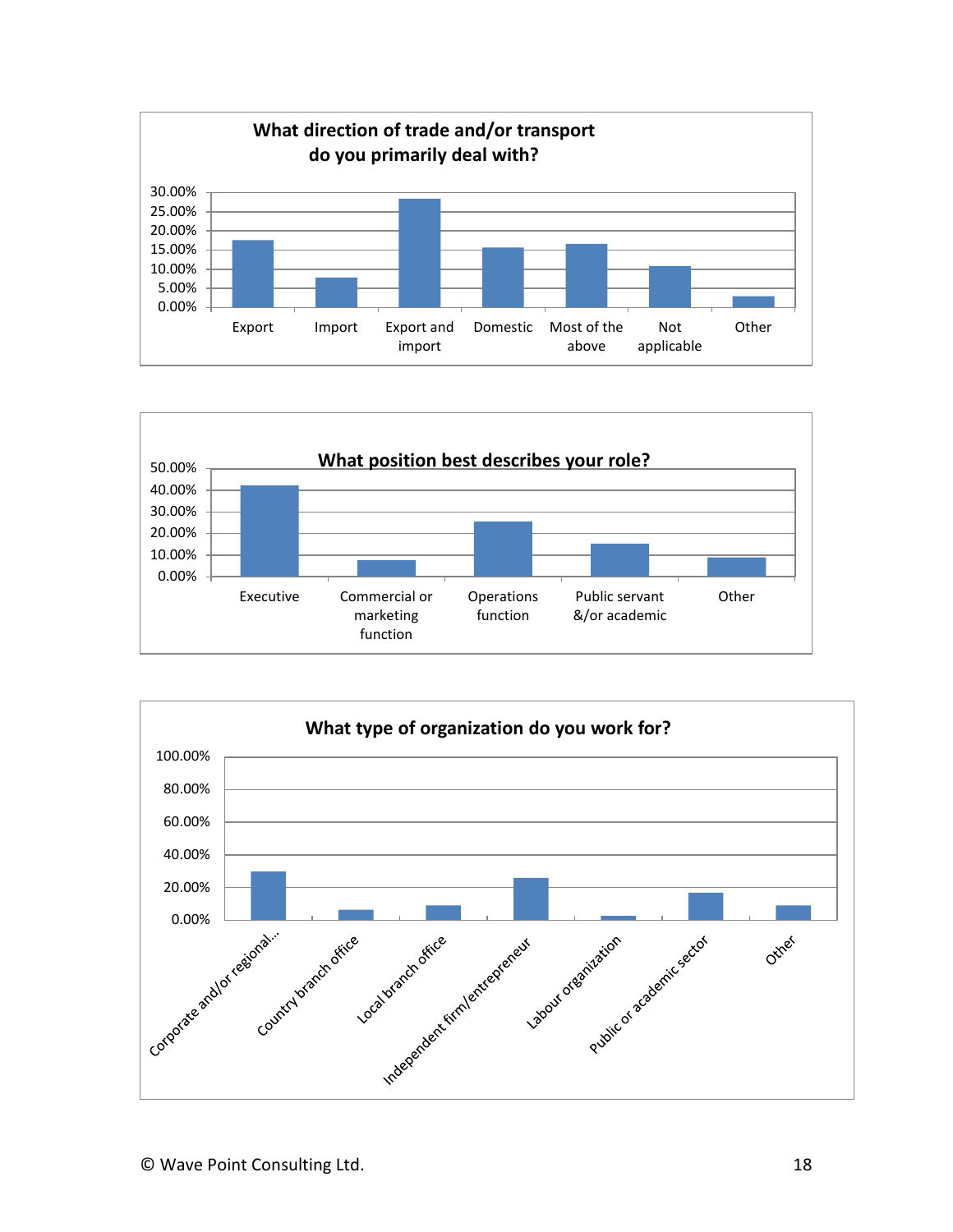**What direction of trade and/or transport do you primarily deal with?**

30.00%
25.00%
20.00%
15.00%
10.00%
5.00%
0.00%

Export | Import | Export and import | Domestic | Most of the above | Not applicable | Other

**What position best describes your role?**

50.00%
40.00%
30.00%
20.00%
10.00%
0.00%

Executive | Commercial or marketing function | Operations function | Public servant &/or academic | Other

**What type of organization do you work for?**

100.00%
80.00%
60.00%
40.00%
20.00%
0.00%

Corporate and/or regional... | Country branch office | Local branch office | Independent firm/entrepreneur | Labour organization | Public or academic sector | Other

© Wave Point Consulting Ltd.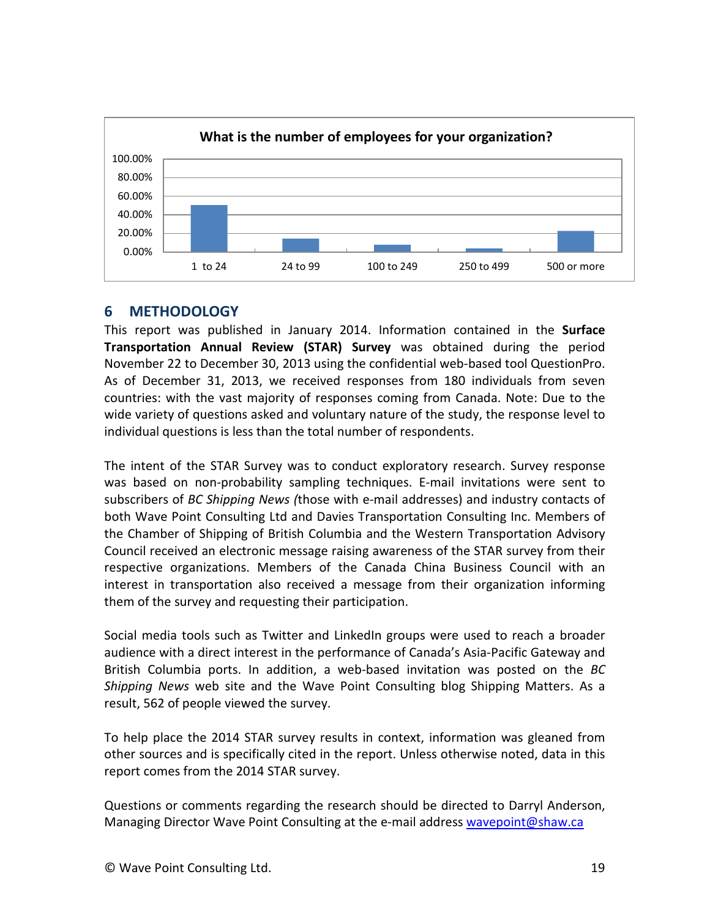**What is the number of employees for your organization?**

| | 1 to 24 | 24 to 99 | 100 to 249 | 250 to 499 | 500 or more |
|---|---|---|---|---|---|

## 6 METHODOLOGY

This report was published in January 2014. Information contained in the **Surface Transportation Annual Review (STAR) Survey** was obtained during the period November 22 to December 30, 2013 using the confidential web-based tool QuestionPro. As of December 31, 2013, we received responses from 180 individuals from seven countries: with the vast majority of responses coming from Canada. Note: Due to the wide variety of questions asked and voluntary nature of the study, the response level to individual questions is less than the total number of respondents.

The intent of the STAR Survey was to conduct exploratory research. Survey response was based on non-probability sampling techniques. E-mail invitations were sent to subscribers of *BC Shipping News (*those with e-mail addresses) and industry contacts of both Wave Point Consulting Ltd and Davies Transportation Consulting Inc. Members of the Chamber of Shipping of British Columbia and the Western Transportation Advisory Council received an electronic message raising awareness of the STAR survey from their respective organizations. Members of the Canada China Business Council with an interest in transportation also received a message from their organization informing them of the survey and requesting their participation.

Social media tools such as Twitter and LinkedIn groups were used to reach a broader audience with a direct interest in the performance of Canada's Asia-Pacific Gateway and British Columbia ports. In addition, a web-based invitation was posted on the *BC Shipping News* web site and the Wave Point Consulting blog Shipping Matters. As a result, 562 of people viewed the survey.

To help place the 2014 STAR survey results in context, information was gleaned from other sources and is specifically cited in the report. Unless otherwise noted, data in this report comes from the 2014 STAR survey.

Questions or comments regarding the research should be directed to Darryl Anderson, Managing Director Wave Point Consulting at the e-mail address [wavepoint@shaw.ca](mailto:wavepoint@shaw.ca)

© Wave Point Consulting Ltd.